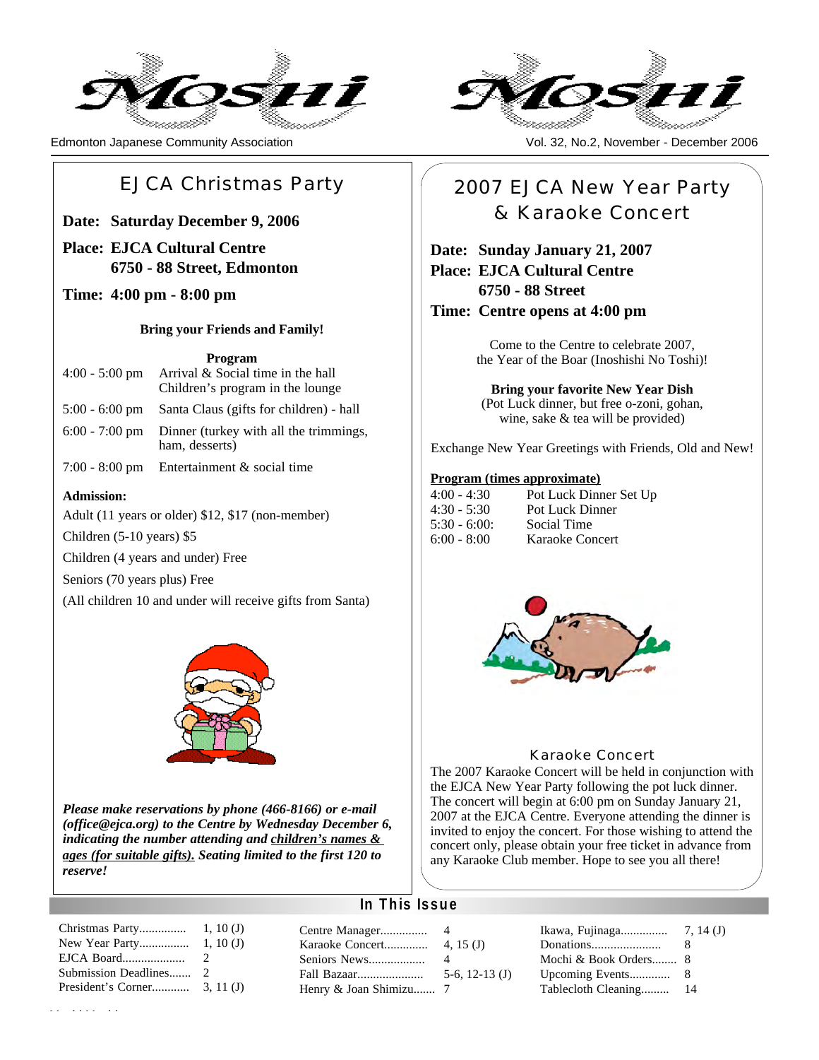# Moshi

Edmonton Japanese Community Association

Vol. 32, No.2, November - December 2006

## EJCA Christmas Party

**Date: Saturday December 9, 2006**

**Place: EJCA Cultural Centre**
**6750 - 88 Street, Edmonton**

**Time: 4:00 pm - 8:00 pm**

**Bring your Friends and Family!**

**Program**

| | |
|---|---|
| 4:00 - 5:00 pm | Arrival & Social time in the hall<br>Children's program in the lounge |
| 5:00 - 6:00 pm | Santa Claus (gifts for children) - hall |
| 6:00 - 7:00 pm | Dinner (turkey with all the trimmings, ham, desserts) |
| 7:00 - 8:00 pm | Entertainment & social time |

**Admission:**

Adult (11 years or older) $12, $17 (non-member)

Children (5-10 years) $5

Children (4 years and under) Free

Seniors (70 years plus) Free

(All children 10 and under will receive gifts from Santa)

***Please make reservations by phone (466-8166) or e-mail (office@ejca.org) to the Centre by Wednesday December 6, indicating the number attending and <u>children's names & ages (for suitable gifts).</u> Seating limited to the first 120 to reserve!***

## 2007 EJCA New Year Party & Karaoke Concert

**Date: Sunday January 21, 2007**

**Place: EJCA Cultural Centre**
**6750 - 88 Street**

**Time: Centre opens at 4:00 pm**

Come to the Centre to celebrate 2007, the Year of the Boar (Inoshishi No Toshi)!

**Bring your favorite New Year Dish**
(Pot Luck dinner, but free o-zoni, gohan, wine, sake & tea will be provided)

Exchange New Year Greetings with Friends, Old and New!

**<u>Program (times approximate)</u>**

| | |
|---|---|
| 4:00 - 4:30 | Pot Luck Dinner Set Up |
| 4:30 - 5:30 | Pot Luck Dinner |
| 5:30 - 6:00: | Social Time |
| 6:00 - 8:00 | Karaoke Concert |

### Karaoke Concert

The 2007 Karaoke Concert will be held in conjunction with the EJCA New Year Party following the pot luck dinner. The concert will begin at 6:00 pm on Sunday January 21, 2007 at the EJCA Centre. Everyone attending the dinner is invited to enjoy the concert. For those wishing to attend the concert only, please obtain your free ticket in advance from any Karaoke Club member. Hope to see you all there!

## In This Issue

| | |
|---|---|
| Christmas Party | 1, 10 (J) |
| New Year Party | 1, 10 (J) |
| EJCA Board | 2 |
| Submission Deadlines | 2 |
| President's Corner | 3, 11 (J) |
| Centre Manager | 4 |
| Karaoke Concert | 4, 15 (J) |
| Seniors News | 4 |
| Fall Bazaar | 5-6, 12-13 (J) |
| Henry & Joan Shimizu | 7 |
| Ikawa, Fujinaga | 7, 14 (J) |
| Donations | 8 |
| Mochi & Book Orders | 8 |
| Upcoming Events | 8 |
| Tablecloth Cleaning | 14 |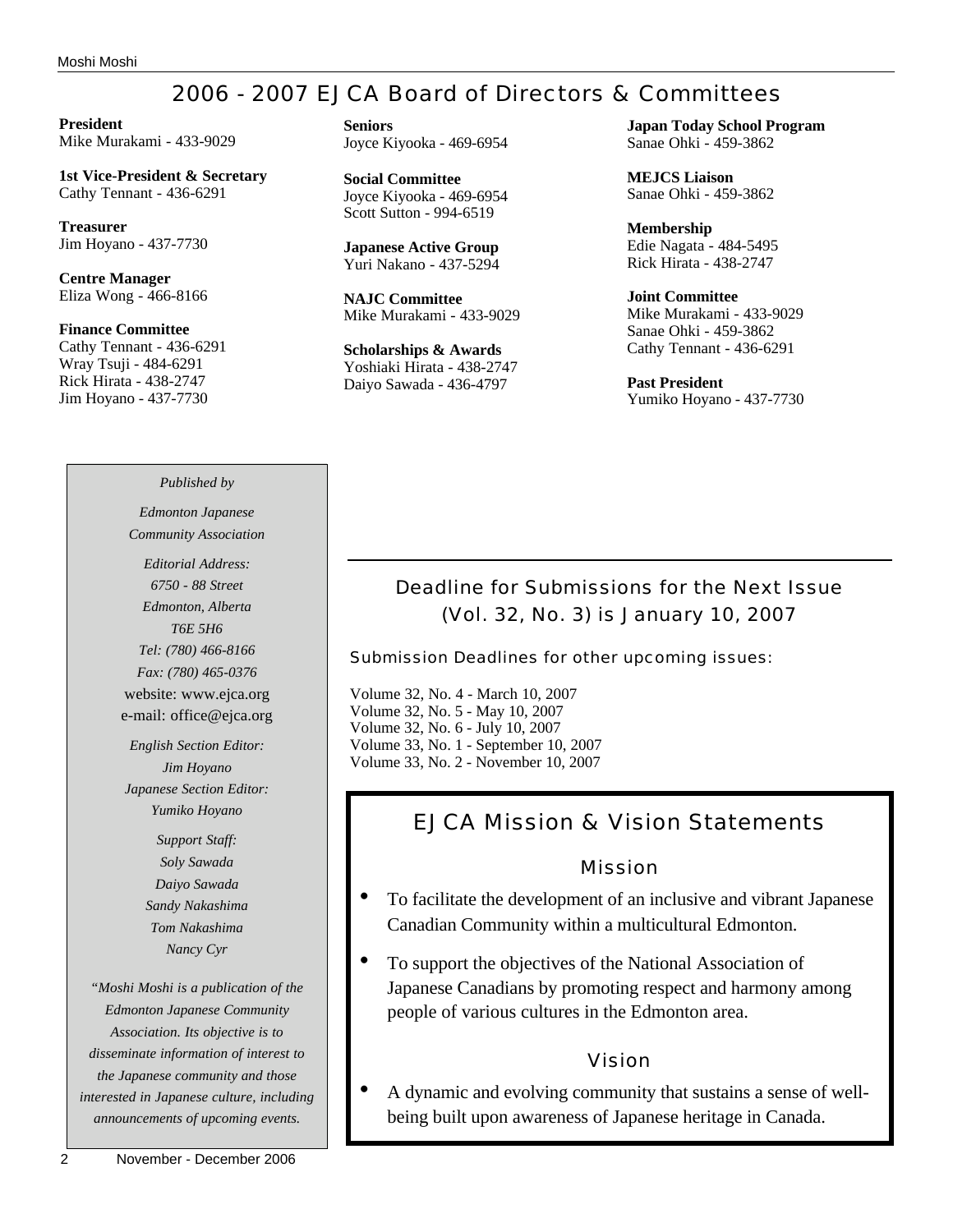# 2006 - 2007 EJCA Board of Directors & Committees

**President**
Mike Murakami - 433-9029

**1st Vice-President & Secretary**
Cathy Tennant - 436-6291

**Treasurer**
Jim Hoyano - 437-7730

**Centre Manager**
Eliza Wong - 466-8166

**Finance Committee**
Cathy Tennant - 436-6291
Wray Tsuji - 484-6291
Rick Hirata - 438-2747
Jim Hoyano - 437-7730

**Seniors**
Joyce Kiyooka - 469-6954

**Social Committee**
Joyce Kiyooka - 469-6954
Scott Sutton - 994-6519

**Japanese Active Group**
Yuri Nakano - 437-5294

**NAJC Committee**
Mike Murakami - 433-9029

**Scholarships & Awards**
Yoshiaki Hirata - 438-2747
Daiyo Sawada - 436-4797

**Japan Today School Program**
Sanae Ohki - 459-3862

**MEJCS Liaison**
Sanae Ohki - 459-3862

**Membership**
Edie Nagata - 484-5495
Rick Hirata - 438-2747

**Joint Committee**
Mike Murakami - 433-9029
Sanae Ohki - 459-3862
Cathy Tennant - 436-6291

**Past President**
Yumiko Hoyano - 437-7730

---

*Published by*

*Edmonton Japanese Community Association*

*Editorial Address:*
*6750 - 88 Street*
*Edmonton, Alberta*
*T6E 5H6*
*Tel: (780) 466-8166*
*Fax: (780) 465-0376*
website: www.ejca.org
e-mail: office@ejca.org

*English Section Editor:*
*Jim Hoyano*
*Japanese Section Editor:*
*Yumiko Hoyano*

*Support Staff:*
*Soly Sawada*
*Daiyo Sawada*
*Sandy Nakashima*
*Tom Nakashima*
*Nancy Cyr*

*"Moshi Moshi is a publication of the Edmonton Japanese Community Association. Its objective is to disseminate information of interest to the Japanese community and those interested in Japanese culture, including announcements of upcoming events.*

---

## Deadline for Submissions for the Next Issue (Vol. 32, No. 3) is January 10, 2007

### Submission Deadlines for other upcoming issues:

Volume 32, No. 4 - March 10, 2007
Volume 32, No. 5 - May 10, 2007
Volume 32, No. 6 - July 10, 2007
Volume 33, No. 1 - September 10, 2007
Volume 33, No. 2 - November 10, 2007

## EJCA Mission & Vision Statements

### Mission

- To facilitate the development of an inclusive and vibrant Japanese Canadian Community within a multicultural Edmonton.
- To support the objectives of the National Association of Japanese Canadians by promoting respect and harmony among people of various cultures in the Edmonton area.

### Vision

- A dynamic and evolving community that sustains a sense of well-being built upon awareness of Japanese heritage in Canada.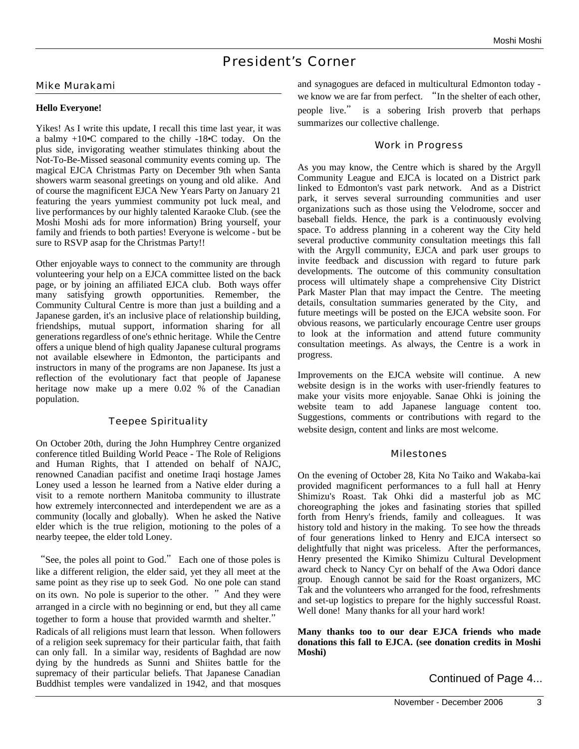# President's Corner

## Mike Murakami

**Hello Everyone!**

Yikes! As I write this update, I recall this time last year, it was a balmy +10•C compared to the chilly -18•C today. On the plus side, invigorating weather stimulates thinking about the Not-To-Be-Missed seasonal community events coming up. The magical EJCA Christmas Party on December 9th when Santa showers warm seasonal greetings on young and old alike. And of course the magnificent EJCA New Years Party on January 21 featuring the years yummiest community pot luck meal, and live performances by our highly talented Karaoke Club. (see the Moshi Moshi ads for more information) Bring yourself, your family and friends to both parties! Everyone is welcome - but be sure to RSVP asap for the Christmas Party!!

Other enjoyable ways to connect to the community are through volunteering your help on a EJCA committee listed on the back page, or by joining an affiliated EJCA club. Both ways offer many satisfying growth opportunities. Remember, the Community Cultural Centre is more than just a building and a Japanese garden, it's an inclusive place of relationship building, friendships, mutual support, information sharing for all generations regardless of one's ethnic heritage. While the Centre offers a unique blend of high quality Japanese cultural programs not available elsewhere in Edmonton, the participants and instructors in many of the programs are non Japanese. Its just a reflection of the evolutionary fact that people of Japanese heritage now make up a mere 0.02 % of the Canadian population.

### Teepee Spirituality

On October 20th, during the John Humphrey Centre organized conference titled Building World Peace - The Role of Religions and Human Rights, that I attended on behalf of NAJC, renowned Canadian pacifist and onetime Iraqi hostage James Loney used a lesson he learned from a Native elder during a visit to a remote northern Manitoba community to illustrate how extremely interconnected and interdependent we are as a community (locally and globally). When he asked the Native elder which is the true religion, motioning to the poles of a nearby teepee, the elder told Loney.

"See, the poles all point to God." Each one of those poles is like a different religion, the elder said, yet they all meet at the same point as they rise up to seek God. No one pole can stand on its own. No pole is superior to the other. " And they were arranged in a circle with no beginning or end, but they all came together to form a house that provided warmth and shelter."

Radicals of all religions must learn that lesson. When followers of a religion seek supremacy for their particular faith, that faith can only fall. In a similar way, residents of Baghdad are now dying by the hundreds as Sunni and Shiites battle for the supremacy of their particular beliefs. That Japanese Canadian Buddhist temples were vandalized in 1942, and that mosques and synagogues are defaced in multicultural Edmonton today - we know we are far from perfect. "In the shelter of each other, people live." is a sobering Irish proverb that perhaps summarizes our collective challenge.

### Work in Progress

As you may know, the Centre which is shared by the Argyll Community League and EJCA is located on a District park linked to Edmonton's vast park network. And as a District park, it serves several surrounding communities and user organizations such as those using the Velodrome, soccer and baseball fields. Hence, the park is a continuously evolving space. To address planning in a coherent way the City held several productive community consultation meetings this fall with the Argyll community, EJCA and park user groups to invite feedback and discussion with regard to future park developments. The outcome of this community consultation process will ultimately shape a comprehensive City District Park Master Plan that may impact the Centre. The meeting details, consultation summaries generated by the City, and future meetings will be posted on the EJCA website soon. For obvious reasons, we particularly encourage Centre user groups to look at the information and attend future community consultation meetings. As always, the Centre is a work in progress.

Improvements on the EJCA website will continue. A new website design is in the works with user-friendly features to make your visits more enjoyable. Sanae Ohki is joining the website team to add Japanese language content too. Suggestions, comments or contributions with regard to the website design, content and links are most welcome.

### Milestones

On the evening of October 28, Kita No Taiko and Wakaba-kai provided magnificent performances to a full hall at Henry Shimizu's Roast. Tak Ohki did a masterful job as MC choreographing the jokes and fasinating stories that spilled forth from Henry's friends, family and colleagues. It was history told and history in the making. To see how the threads of four generations linked to Henry and EJCA intersect so delightfully that night was priceless. After the performances, Henry presented the Kimiko Shimizu Cultural Development award check to Nancy Cyr on behalf of the Awa Odori dance group. Enough cannot be said for the Roast organizers, MC Tak and the volunteers who arranged for the food, refreshments and set-up logistics to prepare for the highly successful Roast. Well done! Many thanks for all your hard work!

**Many thanks too to our dear EJCA friends who made donations this fall to EJCA. (see donation credits in Moshi Moshi)**

Continued of Page 4...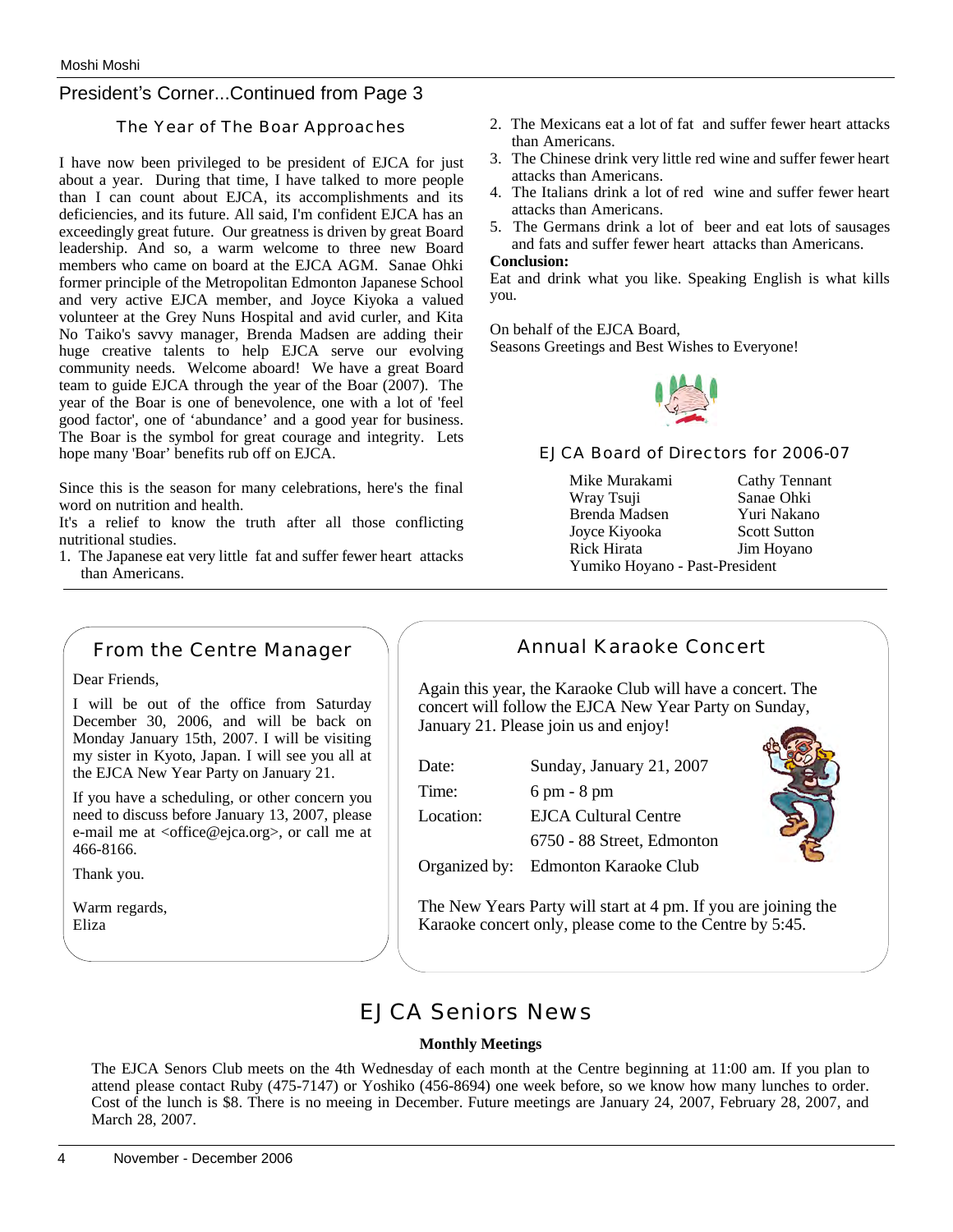## President's Corner...Continued from Page 3

### The Year of The Boar Approaches

I have now been privileged to be president of EJCA for just about a year. During that time, I have talked to more people than I can count about EJCA, its accomplishments and its deficiencies, and its future. All said, I'm confident EJCA has an exceedingly great future. Our greatness is driven by great Board leadership. And so, a warm welcome to three new Board members who came on board at the EJCA AGM. Sanae Ohki former principle of the Metropolitan Edmonton Japanese School and very active EJCA member, and Joyce Kiyoka a valued volunteer at the Grey Nuns Hospital and avid curler, and Kita No Taiko's savvy manager, Brenda Madsen are adding their huge creative talents to help EJCA serve our evolving community needs. Welcome aboard! We have a great Board team to guide EJCA through the year of the Boar (2007). The year of the Boar is one of benevolence, one with a lot of 'feel good factor', one of 'abundance' and a good year for business. The Boar is the symbol for great courage and integrity. Lets hope many 'Boar' benefits rub off on EJCA.

Since this is the season for many celebrations, here's the final word on nutrition and health.

It's a relief to know the truth after all those conflicting nutritional studies.

1. The Japanese eat very little fat and suffer fewer heart attacks than Americans.
2. The Mexicans eat a lot of fat and suffer fewer heart attacks than Americans.
3. The Chinese drink very little red wine and suffer fewer heart attacks than Americans.
4. The Italians drink a lot of red wine and suffer fewer heart attacks than Americans.
5. The Germans drink a lot of beer and eat lots of sausages and fats and suffer fewer heart attacks than Americans.

**Conclusion:**

Eat and drink what you like. Speaking English is what kills you.

On behalf of the EJCA Board,
Seasons Greetings and Best Wishes to Everyone!

### EJCA Board of Directors for 2006-07

| | |
|---|---|
| Mike Murakami | Cathy Tennant |
| Wray Tsuji | Sanae Ohki |
| Brenda Madsen | Yuri Nakano |
| Joyce Kiyooka | Scott Sutton |
| Rick Hirata | Jim Hoyano |

Yumiko Hoyano - Past-President

## From the Centre Manager

Dear Friends,

I will be out of the office from Saturday December 30, 2006, and will be back on Monday January 15th, 2007. I will be visiting my sister in Kyoto, Japan. I will see you all at the EJCA New Year Party on January 21.

If you have a scheduling, or other concern you need to discuss before January 13, 2007, please e-mail me at <office@ejca.org>, or call me at 466-8166.

Thank you.

Warm regards,
Eliza

## Annual Karaoke Concert

Again this year, the Karaoke Club will have a concert. The concert will follow the EJCA New Year Party on Sunday, January 21. Please join us and enjoy!

| | |
|---|---|
| Date: | Sunday, January 21, 2007 |
| Time: | 6 pm - 8 pm |
| Location: | EJCA Cultural Centre<br>6750 - 88 Street, Edmonton |
| Organized by: | Edmonton Karaoke Club |

The New Years Party will start at 4 pm. If you are joining the Karaoke concert only, please come to the Centre by 5:45.

## EJCA Seniors News

**Monthly Meetings**

The EJCA Senors Club meets on the 4th Wednesday of each month at the Centre beginning at 11:00 am. If you plan to attend please contact Ruby (475-7147) or Yoshiko (456-8694) one week before, so we know how many lunches to order. Cost of the lunch is $8. There is no meeing in December. Future meetings are January 24, 2007, February 28, 2007, and March 28, 2007.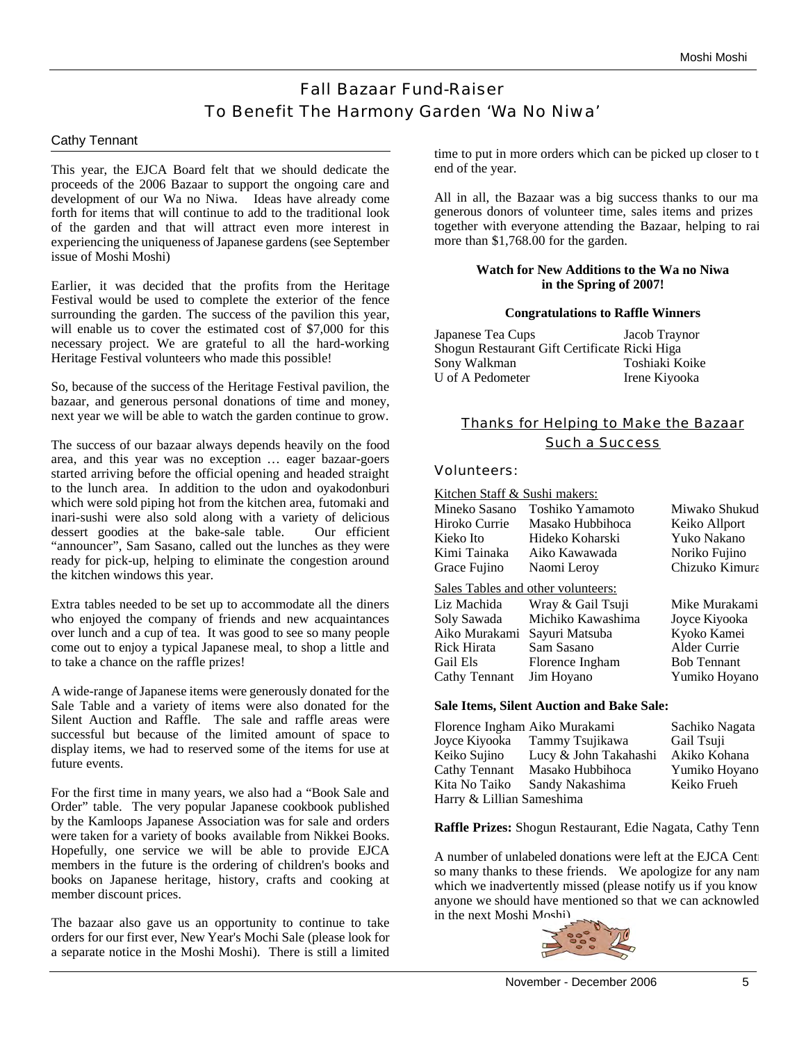# Fall Bazaar Fund-Raiser
# To Benefit The Harmony Garden 'Wa No Niwa'

Cathy Tennant

This year, the EJCA Board felt that we should dedicate the proceeds of the 2006 Bazaar to support the ongoing care and development of our Wa no Niwa. Ideas have already come forth for items that will continue to add to the traditional look of the garden and that will attract even more interest in experiencing the uniqueness of Japanese gardens (see September issue of Moshi Moshi)

Earlier, it was decided that the profits from the Heritage Festival would be used to complete the exterior of the fence surrounding the garden. The success of the pavilion this year, will enable us to cover the estimated cost of $7,000 for this necessary project. We are grateful to all the hard-working Heritage Festival volunteers who made this possible!

So, because of the success of the Heritage Festival pavilion, the bazaar, and generous personal donations of time and money, next year we will be able to watch the garden continue to grow.

The success of our bazaar always depends heavily on the food area, and this year was no exception … eager bazaar-goers started arriving before the official opening and headed straight to the lunch area. In addition to the udon and oyakodonburi which were sold piping hot from the kitchen area, futomaki and inari-sushi were also sold along with a variety of delicious dessert goodies at the bake-sale table. Our efficient "announcer", Sam Sasano, called out the lunches as they were ready for pick-up, helping to eliminate the congestion around the kitchen windows this year.

Extra tables needed to be set up to accommodate all the diners who enjoyed the company of friends and new acquaintances over lunch and a cup of tea. It was good to see so many people come out to enjoy a typical Japanese meal, to shop a little and to take a chance on the raffle prizes!

A wide-range of Japanese items were generously donated for the Sale Table and a variety of items were also donated for the Silent Auction and Raffle. The sale and raffle areas were successful but because of the limited amount of space to display items, we had to reserved some of the items for use at future events.

For the first time in many years, we also had a "Book Sale and Order" table. The very popular Japanese cookbook published by the Kamloops Japanese Association was for sale and orders were taken for a variety of books available from Nikkei Books. Hopefully, one service we will be able to provide EJCA members in the future is the ordering of children's books and books on Japanese heritage, history, crafts and cooking at member discount prices.

The bazaar also gave us an opportunity to continue to take orders for our first ever, New Year's Mochi Sale (please look for a separate notice in the Moshi Moshi). There is still a limited time to put in more orders which can be picked up closer to t end of the year.

All in all, the Bazaar was a big success thanks to our ma generous donors of volunteer time, sales items and prizes together with everyone attending the Bazaar, helping to rai more than $1,768.00 for the garden.

**Watch for New Additions to the Wa no Niwa in the Spring of 2007!**

**Congratulations to Raffle Winners**

| | |
|---|---|
| Japanese Tea Cups | Jacob Traynor |
| Shogun Restaurant Gift Certificate | Ricki Higa |
| Sony Walkman | Toshiaki Koike |
| U of A Pedometer | Irene Kiyooka |

## Thanks for Helping to Make the Bazaar Such a Success

### Volunteers:

Kitchen Staff & Sushi makers:

| | | |
|---|---|---|
| Mineko Sasano | Toshiko Yamamoto | Miwako Shukud |
| Hiroko Currie | Masako Hubbihoca | Keiko Allport |
| Kieko Ito | Hideko Koharski | Yuko Nakano |
| Kimi Tainaka | Aiko Kawawada | Noriko Fujino |
| Grace Fujino | Naomi Leroy | Chizuko Kimura |

Sales Tables and other volunteers:

| | | |
|---|---|---|
| Liz Machida | Wray & Gail Tsuji | Mike Murakami |
| Soly Sawada | Michiko Kawashima | Joyce Kiyooka |
| Aiko Murakami | Sayuri Matsuba | Kyoko Kamei |
| Rick Hirata | Sam Sasano | Alder Currie |
| Gail Els | Florence Ingham | Bob Tennant |
| Cathy Tennant | Jim Hoyano | Yumiko Hoyano |

**Sale Items, Silent Auction and Bake Sale:**

| | | |
|---|---|---|
| Florence Ingham | Aiko Murakami | Sachiko Nagata |
| Joyce Kiyooka | Tammy Tsujikawa | Gail Tsuji |
| Keiko Sujino | Lucy & John Takahashi | Akiko Kohana |
| Cathy Tennant | Masako Hubbihoca | Yumiko Hoyano |
| Kita No Taiko | Sandy Nakashima | Keiko Frueh |
| Harry & Lillian Sameshima | | |

**Raffle Prizes:** Shogun Restaurant, Edie Nagata, Cathy Tenn

A number of unlabeled donations were left at the EJCA Cent so many thanks to these friends. We apologize for any nam which we inadvertently missed (please notify us if you know anyone we should have mentioned so that we can acknowled in the next Moshi Moshi).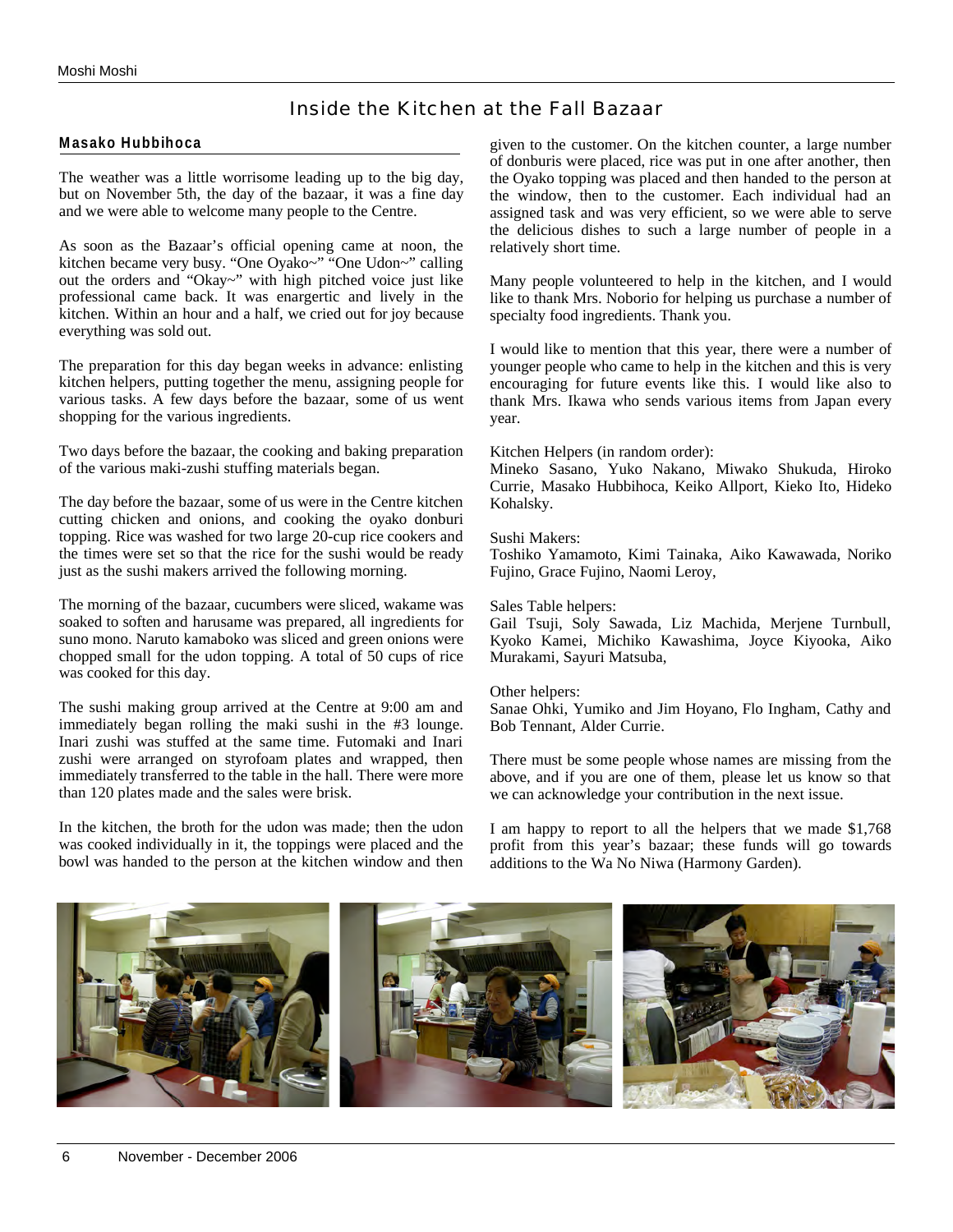# Inside the Kitchen at the Fall Bazaar

**Masako Hubbihoca**

The weather was a little worrisome leading up to the big day, but on November 5th, the day of the bazaar, it was a fine day and we were able to welcome many people to the Centre.

As soon as the Bazaar's official opening came at noon, the kitchen became very busy. "One Oyako~" "One Udon~" calling out the orders and "Okay~" with high pitched voice just like professional came back. It was enargertic and lively in the kitchen. Within an hour and a half, we cried out for joy because everything was sold out.

The preparation for this day began weeks in advance: enlisting kitchen helpers, putting together the menu, assigning people for various tasks. A few days before the bazaar, some of us went shopping for the various ingredients.

Two days before the bazaar, the cooking and baking preparation of the various maki-zushi stuffing materials began.

The day before the bazaar, some of us were in the Centre kitchen cutting chicken and onions, and cooking the oyako donburi topping. Rice was washed for two large 20-cup rice cookers and the times were set so that the rice for the sushi would be ready just as the sushi makers arrived the following morning.

The morning of the bazaar, cucumbers were sliced, wakame was soaked to soften and harusame was prepared, all ingredients for suno mono. Naruto kamaboko was sliced and green onions were chopped small for the udon topping. A total of 50 cups of rice was cooked for this day.

The sushi making group arrived at the Centre at 9:00 am and immediately began rolling the maki sushi in the #3 lounge. Inari zushi was stuffed at the same time. Futomaki and Inari zushi were arranged on styrofoam plates and wrapped, then immediately transferred to the table in the hall. There were more than 120 plates made and the sales were brisk.

In the kitchen, the broth for the udon was made; then the udon was cooked individually in it, the toppings were placed and the bowl was handed to the person at the kitchen window and then given to the customer. On the kitchen counter, a large number of donburis were placed, rice was put in one after another, then the Oyako topping was placed and then handed to the person at the window, then to the customer. Each individual had an assigned task and was very efficient, so we were able to serve the delicious dishes to such a large number of people in a relatively short time.

Many people volunteered to help in the kitchen, and I would like to thank Mrs. Noborio for helping us purchase a number of specialty food ingredients. Thank you.

I would like to mention that this year, there were a number of younger people who came to help in the kitchen and this is very encouraging for future events like this. I would like also to thank Mrs. Ikawa who sends various items from Japan every year.

Kitchen Helpers (in random order):
Mineko Sasano, Yuko Nakano, Miwako Shukuda, Hiroko Currie, Masako Hubbihoca, Keiko Allport, Kieko Ito, Hideko Kohalsky.

Sushi Makers:
Toshiko Yamamoto, Kimi Tainaka, Aiko Kawawada, Noriko Fujino, Grace Fujino, Naomi Leroy,

Sales Table helpers:
Gail Tsuji, Soly Sawada, Liz Machida, Merjene Turnbull, Kyoko Kamei, Michiko Kawashima, Joyce Kiyooka, Aiko Murakami, Sayuri Matsuba,

Other helpers:
Sanae Ohki, Yumiko and Jim Hoyano, Flo Ingham, Cathy and Bob Tennant, Alder Currie.

There must be some people whose names are missing from the above, and if you are one of them, please let us know so that we can acknowledge your contribution in the next issue.

I am happy to report to all the helpers that we made $1,768 profit from this year's bazaar; these funds will go towards additions to the Wa No Niwa (Harmony Garden).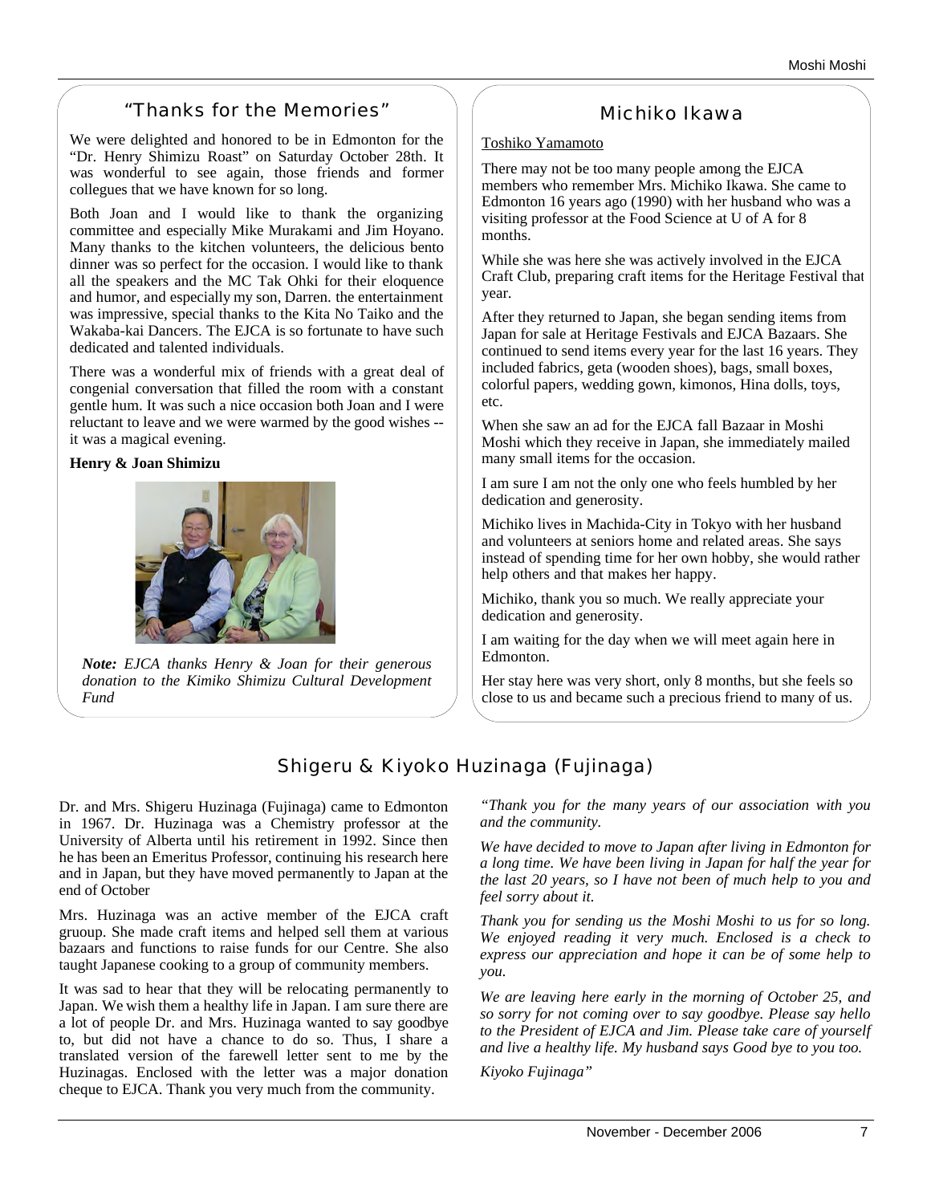## "Thanks for the Memories"

We were delighted and honored to be in Edmonton for the "Dr. Henry Shimizu Roast" on Saturday October 28th. It was wonderful to see again, those friends and former collegues that we have known for so long.

Both Joan and I would like to thank the organizing committee and especially Mike Murakami and Jim Hoyano. Many thanks to the kitchen volunteers, the delicious bento dinner was so perfect for the occasion. I would like to thank all the speakers and the MC Tak Ohki for their eloquence and humor, and especially my son, Darren. the entertainment was impressive, special thanks to the Kita No Taiko and the Wakaba-kai Dancers. The EJCA is so fortunate to have such dedicated and talented individuals.

There was a wonderful mix of friends with a great deal of congenial conversation that filled the room with a constant gentle hum. It was such a nice occasion both Joan and I were reluctant to leave and we were warmed by the good wishes -- it was a magical evening.

**Henry & Joan Shimizu**

***Note:*** *EJCA thanks Henry & Joan for their generous donation to the Kimiko Shimizu Cultural Development Fund*

## Michiko Ikawa

Toshiko Yamamoto

There may not be too many people among the EJCA members who remember Mrs. Michiko Ikawa. She came to Edmonton 16 years ago (1990) with her husband who was a visiting professor at the Food Science at U of A for 8 months.

While she was here she was actively involved in the EJCA Craft Club, preparing craft items for the Heritage Festival that year.

After they returned to Japan, she began sending items from Japan for sale at Heritage Festivals and EJCA Bazaars. She continued to send items every year for the last 16 years. They included fabrics, geta (wooden shoes), bags, small boxes, colorful papers, wedding gown, kimonos, Hina dolls, toys, etc.

When she saw an ad for the EJCA fall Bazaar in Moshi Moshi which they receive in Japan, she immediately mailed many small items for the occasion.

I am sure I am not the only one who feels humbled by her dedication and generosity.

Michiko lives in Machida-City in Tokyo with her husband and volunteers at seniors home and related areas. She says instead of spending time for her own hobby, she would rather help others and that makes her happy.

Michiko, thank you so much. We really appreciate your dedication and generosity.

I am waiting for the day when we will meet again here in Edmonton.

Her stay here was very short, only 8 months, but she feels so close to us and became such a precious friend to many of us.

## Shigeru & Kiyoko Huzinaga (Fujinaga)

Dr. and Mrs. Shigeru Huzinaga (Fujinaga) came to Edmonton in 1967. Dr. Huzinaga was a Chemistry professor at the University of Alberta until his retirement in 1992. Since then he has been an Emeritus Professor, continuing his research here and in Japan, but they have moved permanently to Japan at the end of October

Mrs. Huzinaga was an active member of the EJCA craft gruoup. She made craft items and helped sell them at various bazaars and functions to raise funds for our Centre. She also taught Japanese cooking to a group of community members.

It was sad to hear that they will be relocating permanently to Japan. We wish them a healthy life in Japan. I am sure there are a lot of people Dr. and Mrs. Huzinaga wanted to say goodbye to, but did not have a chance to do so. Thus, I share a translated version of the farewell letter sent to me by the Huzinagas. Enclosed with the letter was a major donation cheque to EJCA. Thank you very much from the community.

*"Thank you for the many years of our association with you and the community.*

*We have decided to move to Japan after living in Edmonton for a long time. We have been living in Japan for half the year for the last 20 years, so I have not been of much help to you and feel sorry about it.*

*Thank you for sending us the Moshi Moshi to us for so long. We enjoyed reading it very much. Enclosed is a check to express our appreciation and hope it can be of some help to you.*

*We are leaving here early in the morning of October 25, and so sorry for not coming over to say goodbye. Please say hello to the President of EJCA and Jim. Please take care of yourself and live a healthy life. My husband says Good bye to you too.*

*Kiyoko Fujinaga"*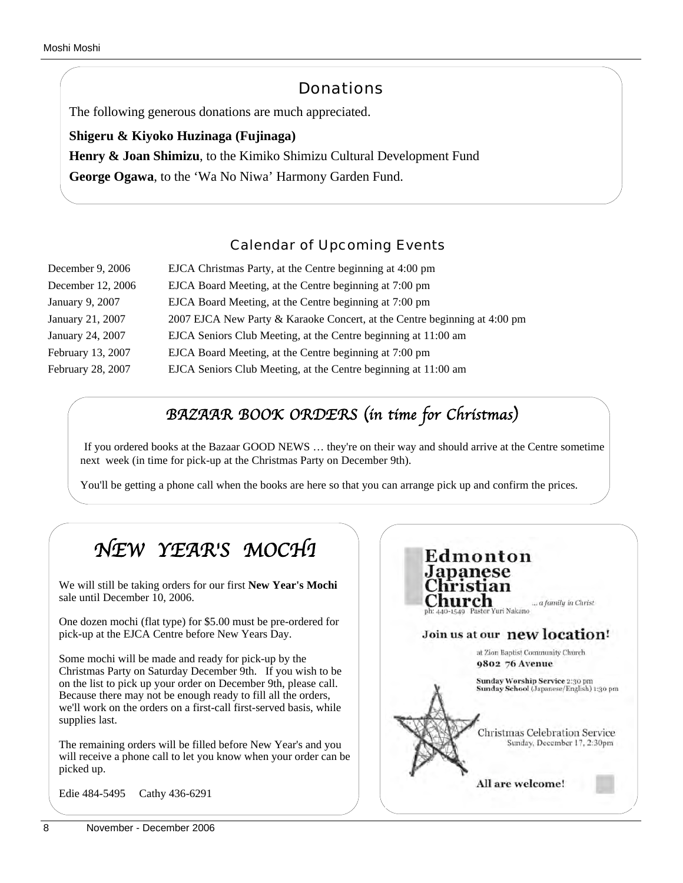## Donations

The following generous donations are much appreciated.

**Shigeru & Kiyoko Huzinaga (Fujinaga)**

**Henry & Joan Shimizu**, to the Kimiko Shimizu Cultural Development Fund

**George Ogawa**, to the 'Wa No Niwa' Harmony Garden Fund.

## Calendar of Upcoming Events

| Date | Event |
| --- | --- |
| December 9, 2006 | EJCA Christmas Party, at the Centre beginning at 4:00 pm |
| December 12, 2006 | EJCA Board Meeting, at the Centre beginning at 7:00 pm |
| January 9, 2007 | EJCA Board Meeting, at the Centre beginning at 7:00 pm |
| January 21, 2007 | 2007 EJCA New Party & Karaoke Concert, at the Centre beginning at 4:00 pm |
| January 24, 2007 | EJCA Seniors Club Meeting, at the Centre beginning at 11:00 am |
| February 13, 2007 | EJCA Board Meeting, at the Centre beginning at 7:00 pm |
| February 28, 2007 | EJCA Seniors Club Meeting, at the Centre beginning at 11:00 am |

## *BAZAAR BOOK ORDERS (in time for Christmas)*

If you ordered books at the Bazaar GOOD NEWS … they're on their way and should arrive at the Centre sometime next week (in time for pick-up at the Christmas Party on December 9th).

You'll be getting a phone call when the books are here so that you can arrange pick up and confirm the prices.

## *NEW YEAR'S MOCHI*

We will still be taking orders for our first **New Year's Mochi** sale until December 10, 2006.

One dozen mochi (flat type) for $5.00 must be pre-ordered for pick-up at the EJCA Centre before New Years Day.

Some mochi will be made and ready for pick-up by the Christmas Party on Saturday December 9th. If you wish to be on the list to pick up your order on December 9th, please call. Because there may not be enough ready to fill all the orders, we'll work on the orders on a first-call first-served basis, while supplies last.

The remaining orders will be filled before New Year's and you will receive a phone call to let you know when your order can be picked up.

Edie 484-5495 Cathy 436-6291

## Edmonton Japanese Christian Church

... a family in Christ

ph: 440-1549 Pastor Yuri Nakano

**Join us at our new location!**

at Zion Baptist Community Church
**9802 76 Avenue**

**Sunday Worship Service** 2:30 pm
**Sunday School** (Japanese/English) 1:30 pm

Christmas Celebration Service
Sunday, December 17, 2:30pm

**All are welcome!**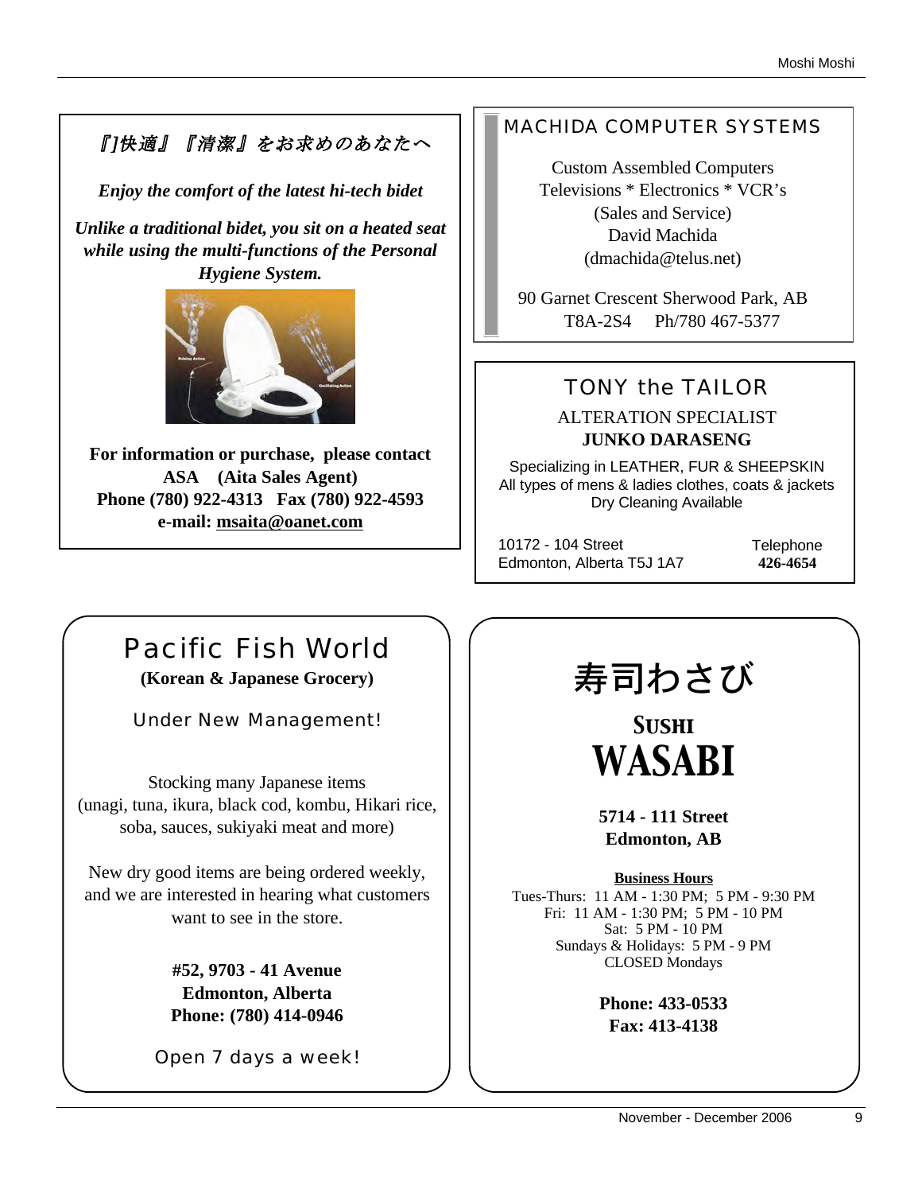*『]快適』『清潔』をお求めのあなたへ*

***Enjoy the comfort of the latest hi-tech bidet***

***Unlike a traditional bidet, you sit on a heated seat while using the multi-functions of the Personal Hygiene System.***

**For information or purchase, please contact**
**ASA (Aita Sales Agent)**
**Phone (780) 922-4313 Fax (780) 922-4593**
**e-mail: msaita@oanet.com**

---

## MACHIDA COMPUTER SYSTEMS

Custom Assembled Computers
Televisions * Electronics * VCR's
(Sales and Service)
David Machida
(dmachida@telus.net)

90 Garnet Crescent Sherwood Park, AB
T8A-2S4 Ph/780 467-5377

---

## TONY the TAILOR

ALTERATION SPECIALIST
**JUNKO DARASENG**

Specializing in LEATHER, FUR & SHEEPSKIN
All types of mens & ladies clothes, coats & jackets
Dry Cleaning Available

10172 - 104 Street
Edmonton, Alberta T5J 1A7

Telephone
**426-4654**

---

## Pacific Fish World

**(Korean & Japanese Grocery)**

Under New Management!

Stocking many Japanese items
(unagi, tuna, ikura, black cod, kombu, Hikari rice, soba, sauces, sukiyaki meat and more)

New dry good items are being ordered weekly, and we are interested in hearing what customers want to see in the store.

**#52, 9703 - 41 Avenue**
**Edmonton, Alberta**
**Phone: (780) 414-0946**

Open 7 days a week!

---

## 寿司わさび

## SUSHI WASABI

**5714 - 111 Street**
**Edmonton, AB**

**Business Hours**
Tues-Thurs: 11 AM - 1:30 PM; 5 PM - 9:30 PM
Fri: 11 AM - 1:30 PM; 5 PM - 10 PM
Sat: 5 PM - 10 PM
Sundays & Holidays: 5 PM - 9 PM
CLOSED Mondays

**Phone: 433-0533**
**Fax: 413-4138**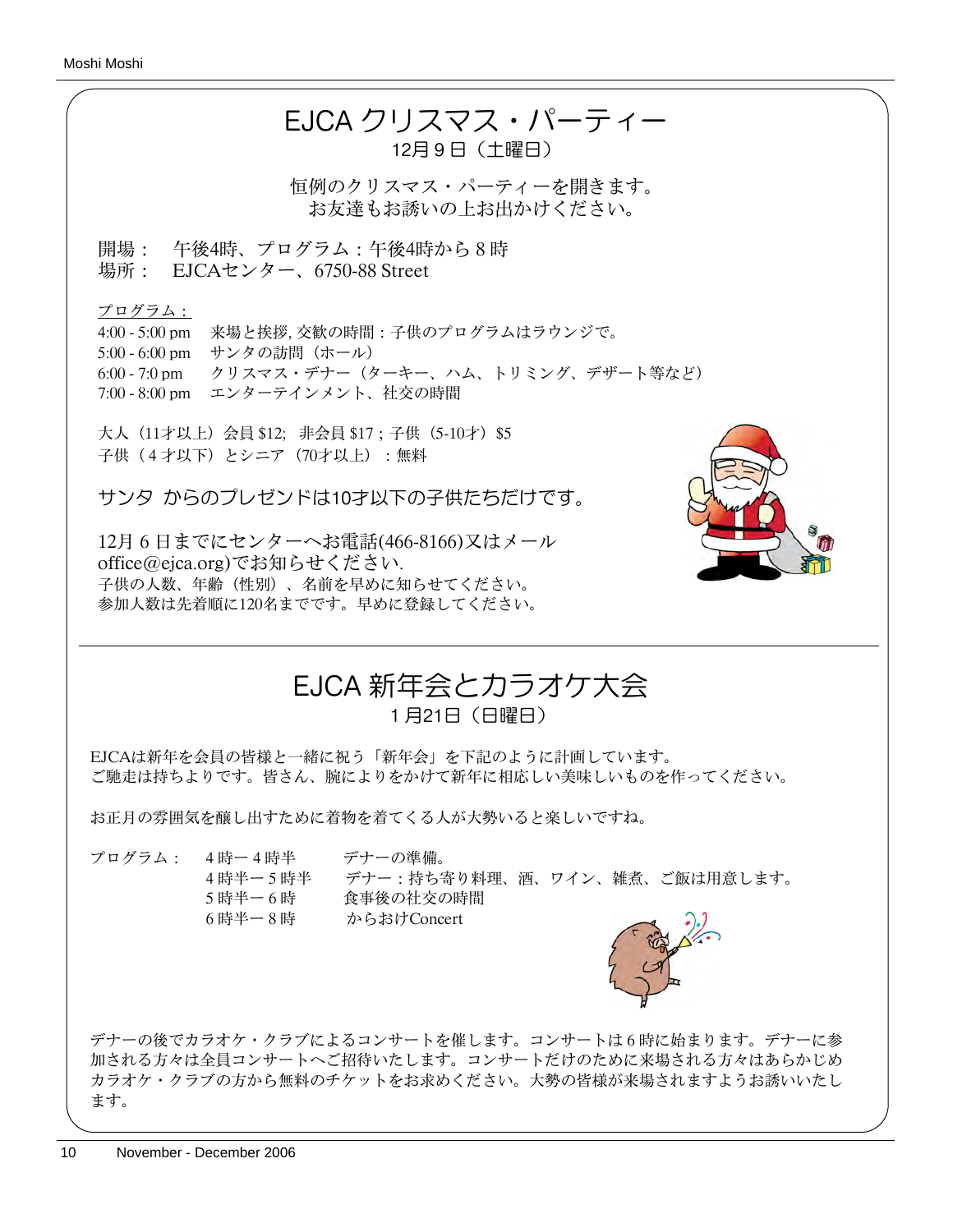# EJCA クリスマス・パーティー

12月９日（土曜日）

恒例のクリスマス・パーティーを開きます。
お友達もお誘いの上お出かけください。

開場：　午後4時、プログラム：午後4時から８時
場所：　EJCAセンター、6750-88 Street

プログラム：

4:00 - 5:00 pm　来場と挨拶, 交歓の時間：子供のプログラムはラウンジで。
5:00 - 6:00 pm　サンタの訪問（ホール）
6:00 - 7:0 pm　クリスマス・デナー（ターキー、ハム、トリミング、デザート等など）
7:00 - 8:00 pm　エンターテインメント、社交の時間

大人（11才以上）会員 $12;　非会員 $17 ; 子供（5-10才）$5
子供（４才以下）とシニア（70才以上）：無料

サンタ からのプレゼンドは10才以下の子供たちだけです。

12月６日までにセンターへお電話(466-8166)又はメール
office@ejca.org)でお知らせください.
子供の人数、年齢（性別）、名前を早めに知らせてください。
参加人数は先着順に120名まででです。早めに登録してください。

---

# EJCA 新年会とカラオケ大会

１月21日（日曜日）

EJCAは新年を会員の皆様と一緒に祝う「新年会」を下記のように計画しています。
ご馳走は持ちよりです。皆さん、腕によりをかけて新年に相応しい美味しいものを作ってください。

お正月の雰囲気を醸し出すために着物を着てくる人が大勢いると楽しいですね。

プログラム：　４時ー４時半　デナーの準備。
４時半ー５時半　デナー：持ち寄り料理、酒、ワイン、雑煮、ご飯は用意します。
５時半ー６時　食事後の社交の時間
６時半ー８時　からおけConcert

デナーの後でカラオケ・クラブによるコンサートを催します。コンサートは６時に始まります。デナーに参加される方々は全員コンサートへご招待いたします。コンサートだけのために来場される方々はあらかじめカラオケ・クラブの方から無料のチケットをお求めください。大勢の皆様が来場されますようお誘いいたします。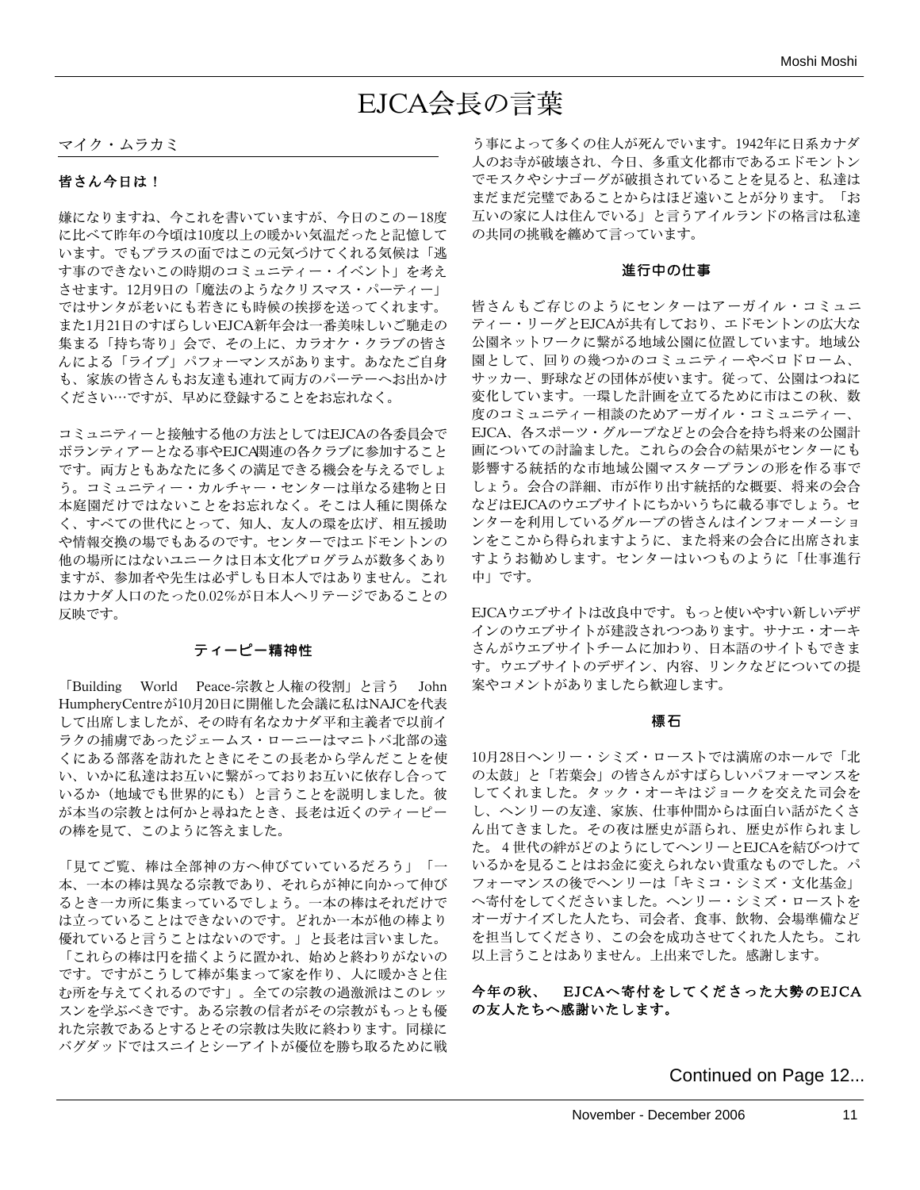# EJCA会長の言葉

マイク・ムラカミ

**皆さん今日は！**

嫌になりますね、今これを書いていますが、今日のこの−18度に比べて昨年の今頃は10度以上の暖かい気温だったと記憶しています。でもプラスの面ではこの元気づけてくれる気候は「逃す事のできないこの時期のコミュニティー・イベント」を考えさせます。12月9日の「魔法のようなクリスマス・パーティー」ではサンタが老いにも若きにも時候の挨拶を送ってくれます。また1月21日のすばらしいEJCA新年会は一番美味しいご馳走の集まる「持ち寄り」会で、その上に、カラオケ・クラブの皆さんによる「ライブ」パフォーマンスがあります。あなたご自身も、家族の皆さんもお友達も連れて両方のパーテーへお出かけください…ですが、早めに登録することをお忘れなく。

コミュニティーと接触する他の方法としてはEJCAの各委員会でボランティアーとなる事やEJCA関連の各クラブに参加することです。両方ともあなたに多くの満足できる機会を与えるでしょう。コミュニティー・カルチャー・センターは単なる建物と日本庭園だけではないことをお忘れなく。そこは人種に関係なく、すべての世代にとって、知人、友人の環を広げ、相互援助や情報交換の場でもあるのです。センターではエドモントンの他の場所にはないユニークは日本文化プログラムが数多くありますが、参加者や先生は必ずしも日本人ではありません。これはカナダ人口のたった0.02%が日本人ヘリテージであることの反映です。

### ティーピー精神性

「Building World Peace-宗教と人権の役割」と言う John HumpheryCentreが10月20日に開催した会議に私はNAJCを代表して出席しましたが、その時有名なカナダ平和主義者で以前イラクの捕虜であったジェームス・ローニーはマニトバ北部の遠くにある部落を訪れたときにそこの長老から学んだことを使い、いかに私達はお互いに繋がっておりお互いに依存し合っているか（地域でも世界的にも）と言うことを説明しました。彼が本当の宗教とは何かと尋ねたとき、長老は近くのティーピーの棒を見て、このように答えました。

「見てご覧、棒は全部神の方へ伸びているだろう」「一本、一本の棒は異なる宗教であり、それらが神に向かって伸びるとき一カ所に集まっているでしょう。一本の棒はそれだけでは立っていることはできないのです。どれか一本が他の棒より優れていると言うことはないのです。」と長老は言いました。「これらの棒は円を描くように置かれ、始めと終わりがないのです。ですがこうして棒が集まって家を作り、人に暖かさと住む所を与えてくれるのです」。全ての宗教の過激派はこのレッスンを学ぶべきです。ある宗教の信者がその宗教がもっとも優れた宗教であるとするとその宗教は失敗に終わります。同様にバグダッドではスニイとシーアイトが優位を勝ち取るために戦う事によって多くの住人が死んでいます。1942年に日系カナダ人のお寺が破壊され、今日、多重文化都市であるエドモントンでモスクやシナゴーグが破損されていることを見ると、私達はまだまだ完璧であることからはほど遠いことが分ります。「お互いの家に人は住んでいる」と言うアイルランドの格言は私達の共同の挑戦を纏めて言っています。

### 進行中の仕事

皆さんもご存じのようにセンターはアーガイル・コミュニティー・リーグとEJCAが共有しており、エドモントンの広大な公園ネットワークに繋がる地域公園に位置しています。地域公園として、回りの幾つかのコミュニティーやベロドローム、サッカー、野球などの団体が使います。従って、公園はつねに変化しています。一環した計画を立てるために市はこの秋、数度のコミュニティー相談のためアーガイル・コミュニティー、EJCA、各スポーツ・グループなどとの会合を持ち将来の公園計画についての討論ました。これらの会合の結果がセンターにも影響する統括的な市地域公園マスタープランの形を作る事でしょう。会合の詳細、市が作り出す統括的な概要、将来の会合などはEJCAのウエブサイトにちかいうちに載る事でしょう。センターを利用しているグループの皆さんはインフォーメーションをここから得られますように、また将来の会合に出席されますようお勧めします。センターはいつものように「仕事進行中」です。

EJCAウエブサイトは改良中です。もっと使いやすい新しいデザインのウエブサイトが建設されつつあります。サナエ・オーキさんがウエブサイトチームに加わり、日本語のサイトもできます。ウエブサイトのデザイン、内容、リンクなどについての提案やコメントがありましたら歓迎します。

### 標石

10月28日ヘンリー・シミズ・ローストでは満席のホールで「北の太鼓」と「若葉会」の皆さんがすばらしいパフォーマンスをしてくれました。タック・オーキはジョークを交えた司会をし、ヘンリーの友達、家族、仕事仲間からは面白い話がたくさん出てきました。その夜は歴史が語られ、歴史が作られました。４世代の絆がどのようにしてヘンリーとEJCAを結びつけているかを見ることはお金に変えられない貴重なものでした。パフォーマンスの後でヘンリーは「キミコ・シミズ・文化基金」へ寄付をしてくださいました。ヘンリー・シミズ・ローストをオーガナイズした人たち、司会者、食事、飲物、会場準備などを担当してくださり、この会を成功させてくれた人たち。これ以上言うことはありません。上出来でした。感謝します。

**今年の秋、　EJCAへ寄付をしてくださった大勢のEJCAの友人たちへ感謝いたします。**

Continued on Page 12...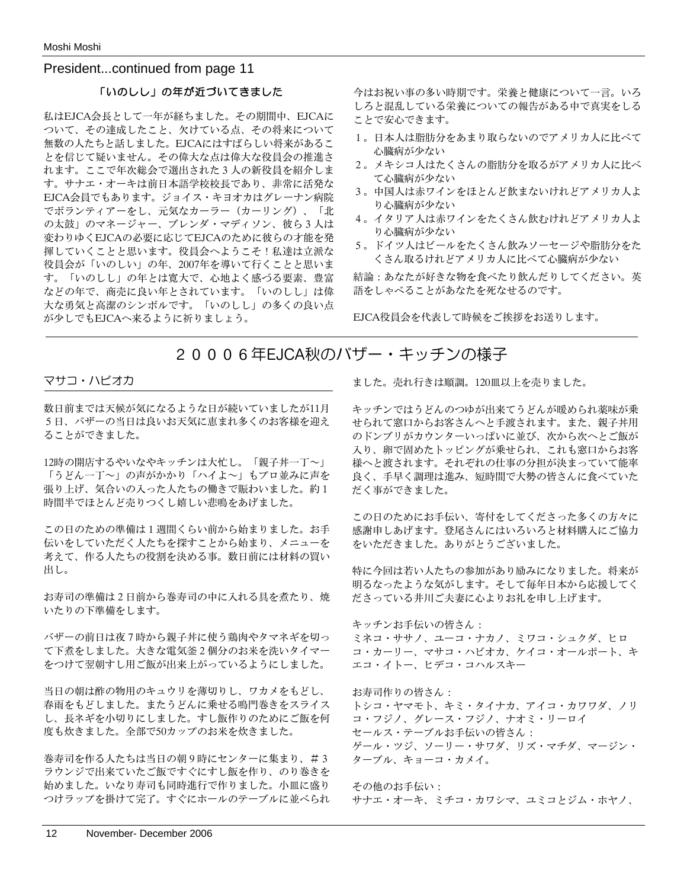## President...continued from page 11

### 「いのしし」の年が近づいてきました

私はEJCA会長として一年が経ちました。その期間中、EJCAについて、その達成したこと、欠けている点、その将来について無数の人たちと話しました。EJCAにはすばらしい将来があることを信じて疑いません。その偉大な点は偉大な役員会の推進されます。ここで年次総会で選出された３人の新役員を紹介します。サナエ・オーキは前日本語学校校長であり、非常に活発なEJCA会員でもあります。ジョイス・キヨオカはグレーナン病院でボランティアーをし、元気なカーラー（カーリング）、「北の太鼓」のマネージャー、ブレンダ・マディソン、彼ら３人は変わりゆくEJCAの必要に応じてEJCAのために彼らの才能を発揮していくことと思います。役員会へようこそ！私達は立派な役員会が「いのしい」の年、2007年を導いて行くことと思います。「いのしし」の年とは寛大で、心地よく感づる要素、豊富などの年で、商売に良い年とされています。「いのしし」は偉大な勇気と高潔のシンボルです。「いのしし」の多くの良い点が少しでもEJCAへ来るように祈りましょう。

今はお祝い事の多い時期です。栄養と健康について一言。いろしろと混乱している栄養についての報告がある中で真実をしることで安心できます。

１。日本人は脂肪分をあまり取らないのでアメリカ人に比べて心臓病が少ない
２。メキシコ人はたくさんの脂肪分を取るがアメリカ人に比べて心臓病が少ない
３。中国人は赤ワインをほとんど飲まないけれどアメリカ人より心臓病が少ない
４。イタリア人は赤ワインをたくさん飲むけれどアメリカ人より心臓病が少ない
５。ドイツ人はビールをたくさん飲みソーセージや脂肪分をたくさん取るけれどアメリカ人に比べて心臓病が少ない

結論：あなたが好きな物を食べたり飲んだりしてください。英語をしゃべることがあなたを死なせるのです。

EJCA役員会を代表して時候をご挨拶をお送りします。

## ２０００６年EJCA秋のバザー・キッチンの様子

マサコ・ハビオカ

数日前までは天候が気になるような日が続いていましたが11月５日、バザーの当日は良いお天気に恵まれ多くのお客様を迎えることができました。

12時の開店するやいなやキッチンは大忙し。「親子丼一丁～」「うどん一丁～」の声がかかり「ハイよ～」もプロ並みに声を張り上げ、気合いの入った人たちの働きで賑わいました。約１時間半でほとんど売りつくし嬉しい悲鳴をあげました。

この日のための準備は１週間くらい前から始まりました。お手伝いをしていただく人たちを探すことから始まり、メニューを考えて、作る人たちの役割を決める事。数日前には材料の買い出し。

お寿司の準備は２日前から巻寿司の中に入れる具を煮たり、焼いたりの下準備をします。

バザーの前日は夜７時から親子丼に使う鶏肉やタマネギを切って下煮をしました。大きな電気釜２個分のお米を洗いタイマーをつけて翌朝すし用ご飯が出来上がっているようにしました。

当日の朝は酢の物用のキュウリを薄切りし、ワカメをもどし、春雨をもどしました。またうどんに乗せる鳴門巻きをスライスし、長ネギを小切りにしました。すし飯作りのためにご飯を何度も炊きました。全部で50カップのお米を炊きました。

巻寿司を作る人たちは当日の朝９時にセンターに集まり、＃３ラウンジで出来ていたご飯ですぐにすし飯を作り、のり巻きを始めました。いなり寿司も同時進行で作りました。小皿に盛りつけラップを掛けて完了。すぐにホールのテーブルに並べられました。売れ行きは順調。120皿以上を売りました。

キッチンではうどんのつゆが出来てうどんが暖められ薬味が乗せられて窓口からお客さんへと手渡されます。また、親子丼用のドンブリがカウンターいっぱいに並び、次から次へとご飯が入り、卵で固めたトッピングが乗せられ、これも窓口からお客様へと渡されます。それぞれの仕事の分担が決まっていて能率良く、手早く調理は進み、短時間で大勢の皆さんに食べていただく事ができました。

この日のためにお手伝い、寄付をしてくださった多くの方々に感謝申しあげます。登尾さんにはいろいろと材料購入にご協力をいただきました。ありがとうございました。

特に今回は若い人たちの参加があり励みになりました。将来が明るなったような気がします。そして毎年日本から応援してくださっている井川ご夫妻に心よりお礼を申し上げます。

キッチンお手伝いの皆さん：
ミネコ・ササノ、ユーコ・ナカノ、ミワコ・シュクダ、ヒロコ・カーリー、マサコ・ハビオカ、ケイコ・オールポート、キエコ・イトー、ヒデコ・コハルスキー

お寿司作りの皆さん：
トシコ・ヤマモト、キミ・タイナカ、アイコ・カワワダ、ノリコ・フジノ、グレース・フジノ、ナオミ・リーロイ
セールス・テーブルお手伝いの皆さん：
ゲール・ツジ、ソーリー・サワダ、リズ・マチダ、マージン・タ－ブル、キョーコ・カメイ。

その他のお手伝い：
サナエ・オーキ、ミチコ・カワシマ、ユミコとジム・ホヤノ、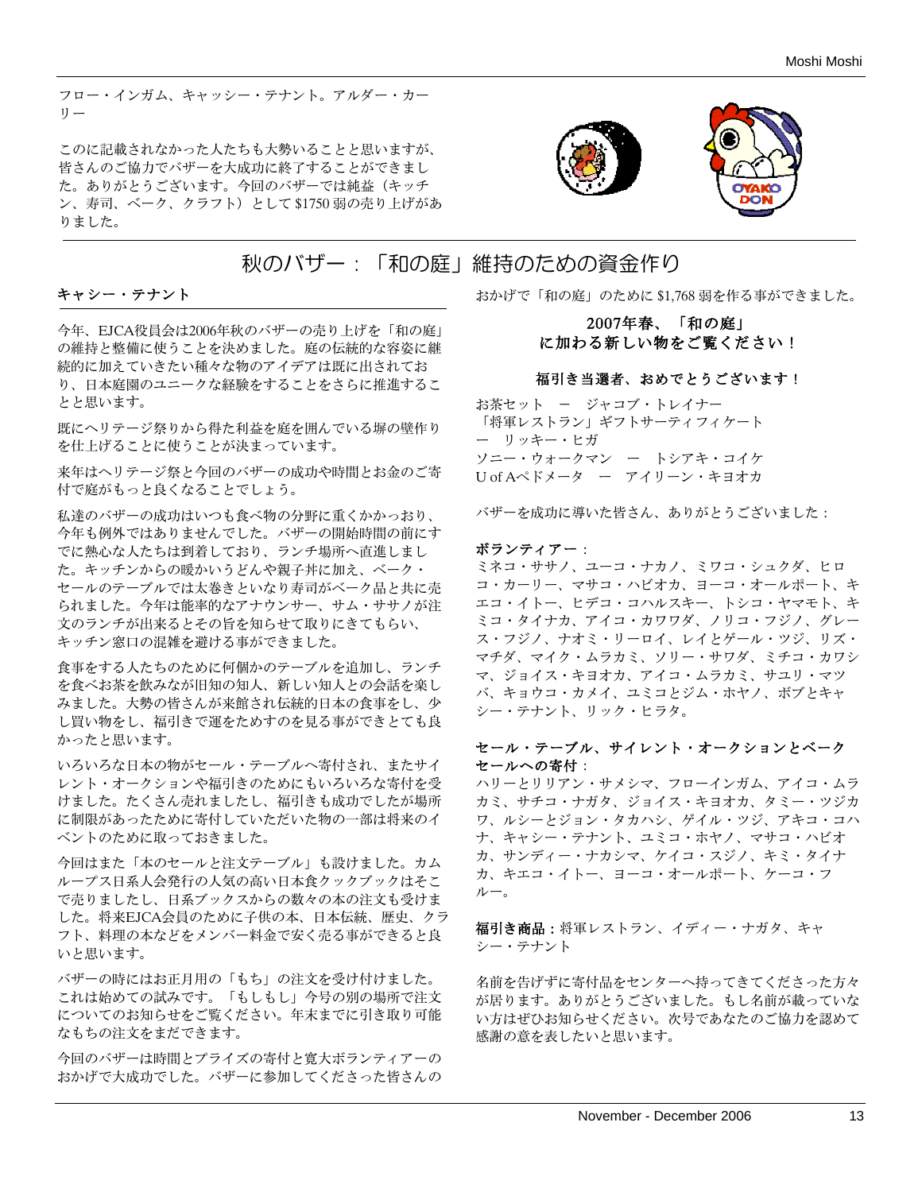フロー・インガム、キャッシー・テナント。アルダー・カーリー

このに記載されなかった人たちも大勢いることと思いますが、皆さんのご協力でバザーを大成功に終了することができました。ありがとうございます。今回のバザーでは純益（キッチン、寿司、ベーク、クラフト）として $1750 弱の売り上げがありました。

# 秋のバザー：「和の庭」維持のための資金作り

### キャシー・テナント

今年、EJCA役員会は2006年秋のバザーの売り上げを「和の庭」の維持と整備に使うことを決めました。庭の伝統的な容姿に継続的に加えていきたい種々な物のアイデアは既に出されており、日本庭園のユニークな経験をすることをさらに推進することと思います。

既にヘリテージ祭りから得た利益を庭を囲んでいる塀の壁作りを仕上げることに使うことが決まっています。

来年はヘリテージ祭と今回のバザーの成功や時間とお金のご寄付で庭がもっと良くなることでしょう。

私達のバザーの成功はいつも食べ物の分野に重くかかっており、今年も例外ではありませんでした。バザーの開始時間の前にすでに熱心な人たちは到着しており、ランチ場所へ直進しました。キッチンからの暖かいうどんや親子丼に加え、ベーク・セールのテーブルでは太巻きといなり寿司がベーク品と共に売られました。今年は能率的なアナウンサー、サム・ササノが注文のランチが出来るとその旨を知らせて取りにきてもらい、キッチン窓口の混雑を避ける事ができました。

食事をする人たちのために何個かのテーブルを追加し、ランチを食べお茶を飲みながら旧知の知人、新しい知人との会話を楽しみました。大勢の皆さんが来館され伝統的日本の食事をし、少し買い物をし、福引きで運をためすのを見る事ができとても良かったと思います。

いろいろな日本の物がセール・テーブルへ寄付され、またサイレント・オークションや福引きのためにもいろいろな寄付を受けました。たくさん売れましたし、福引きも成功でしたが場所に制限があったために寄付していただいた物の一部は将来のイベントのために取っておきました。

今回はまた「本のセールと注文テーブル」も設けました。カムループス日系人会発行の人気の高い日本食クックブックはそこで売りましたし、日系ブックスからの数々の本の注文も受けました。将来EJCA会員のために子供の本、日本伝統、歴史、クラフト、料理の本などをメンバー料金で安く売る事ができると良いと思います。

バザーの時にはお正月用の「もち」の注文を受け付けました。これは始めての試みです。「もしもし」今号の別の場所で注文についてのお知らせをご覧ください。年末までに引き取り可能なもちの注文をまだできます。

今回のバザーは時間とプライズの寄付と寛大ボランティアーのおかげで大成功でした。バザーに参加してくださった皆さんのおかげで「和の庭」のために $1,768 弱を作る事ができました。

**2007年春、「和の庭」に加わる新しい物をご覧ください！**

**福引き当選者、おめでとうございます！**

お茶セット　ー　ジャコブ・トレイナー
「将軍レストラン」ギフトサーティフィケート　ー　リッキー・ヒガ
ソニー・ウォークマン　ー　トシアキ・コイケ
U of Aペドメータ　ー　アイリーン・キヨオカ

バザーを成功に導いた皆さん、ありがとうございました：

**ボランティアー**：
ミネコ・ササノ、ユーコ・ナカノ、ミワコ・シュクダ、ヒロコ・カーリー、マサコ・ハビオカ、ヨーコ・オールポート、キエコ・イトー、ヒデコ・コハルスキー、トシコ・ヤマモト、キミコ・タイナカ、アイコ・カワワダ、ノリコ・フジノ、グレース・フジノ、ナオミ・リーロイ、レイとゲール・ツジ、リズ・マチダ、マイク・ムラカミ、ソリー・サワダ、ミチコ・カワシマ、ジョイス・キヨオカ、アイコ・ムラカミ、サユリ・マツバ、キョウコ・カメイ、ユミコとジム・ホヤノ、ボブとキャシー・テナント、リック・ヒラタ。

**セール・テーブル、サイレント・オークションとベークセールへの寄付**：
ハリーとリリアン・サメシマ、フローインガム、アイコ・ムラカミ、サチコ・ナガタ、ジョイス・キヨオカ、タミー・ツジカワ、ルシーとジョン・タカハシ、ゲイル・ツジ、アキコ・コハナ、キャシー・テナント、ユミコ・ホヤノ、マサコ・ハビオカ、サンディー・ナカシマ、ケイコ・スジノ、キミ・タイナカ、キエコ・イトー、ヨーコ・オールポート、ケーコ・フルー。

**福引き商品**：将軍レストラン、イディー・ナガタ、キャシー・テナント

名前を告げずに寄付品をセンターへ持ってきてくださった方々が居ります。ありがとうございました。もし名前が載っていない方はぜひお知らせください。次号であなたのご協力を認めて感謝の意を表したいと思います。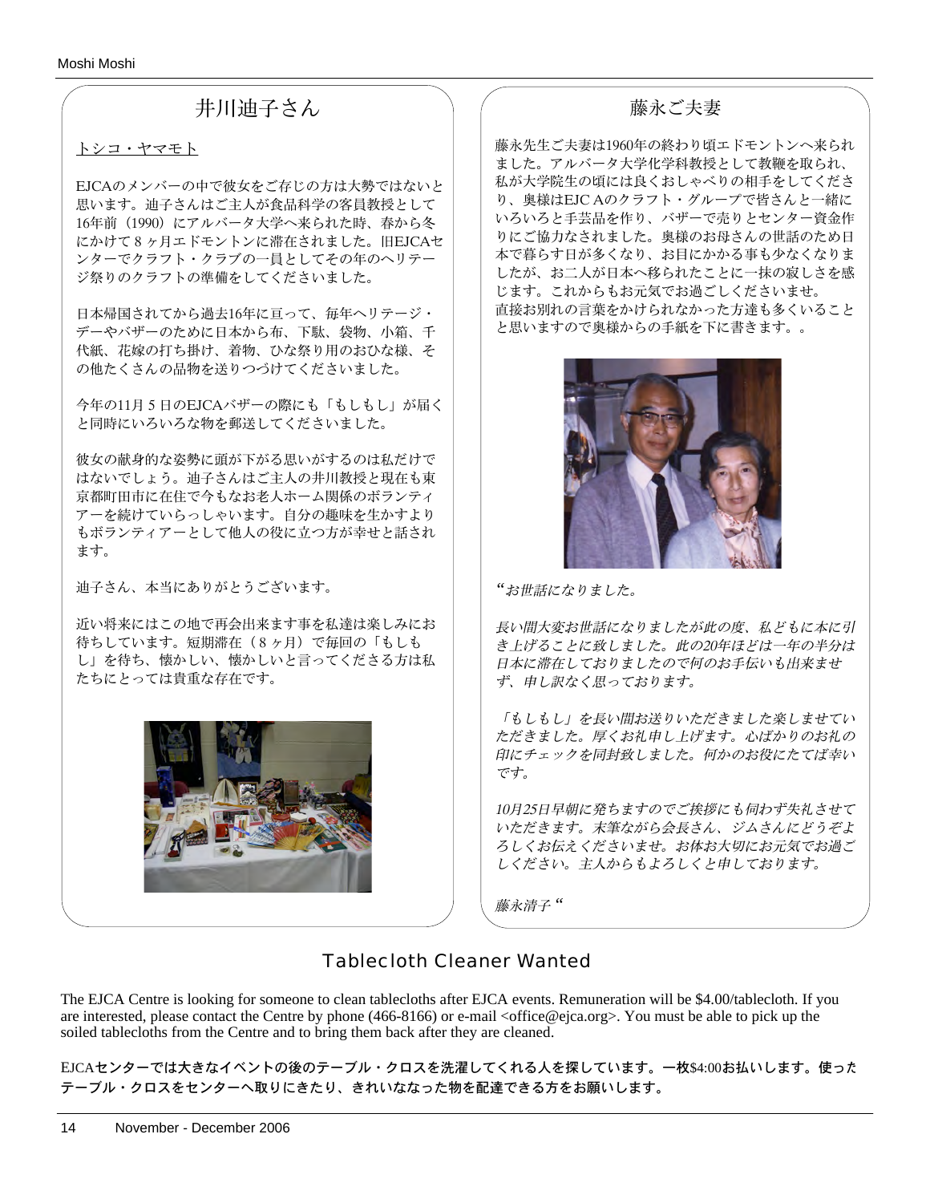## 井川迪子さん

<u>トシコ・ヤマモト</u>

EJCAのメンバーの中で彼女をご存じの方は大勢ではないと思います。迪子さんはご主人が食品科学の客員教授として16年前（1990）にアルバータ大学へ来られた時、春から冬にかけて８ヶ月エドモントンに滞在されました。旧EJCAセンターでクラフト・クラブの一員としてその年のヘリテージ祭りのクラフトの準備をしてくださいました。

日本帰国されてから過去16年に亘って、毎年ヘリテージ・デーやバザーのために日本から布、下駄、袋物、小箱、千代紙、花嫁の打ち掛け、着物、ひな祭り用のおひな様、その他たくさんの品物を送りつづけてくださいました。

今年の11月５日のEJCAバザーの際にも「もしもし」が届くと同時にいろいろな物を郵送してくださいました。

彼女の献身的な姿勢に頭が下がる思いがするのは私だけではないでしょう。迪子さんはご主人の井川教授と現在も東京都町田市に在住で今もなお老人ホーム関係のボランティアーを続けていらっしゃいます。自分の趣味を生かすよりもボランティアーとして他人の役に立つ方が幸せと話されます。

迪子さん、本当にありがとうございます。

近い将来にはこの地で再会出来ます事を私達は楽しみにお待ちしています。短期滞在（８ヶ月）で毎回の「もしもし」を待ち、懐かしい、懐かしいと言ってくださる方は私たちにとっては貴重な存在です。

## 藤永ご夫妻

藤永先生ご夫妻は1960年の終わり頃エドモントンへ来られました。アルバータ大学化学科教授として教鞭を取られ、私が大学院生の頃には良くおしゃべりの相手をしてくださり、奥様はEJC Aのクラフト・グループで皆さんと一緒にいろいろと手芸品を作り、バザーで売りとセンター資金作りにご協力なされました。奥様のお母さんの世話のため日本で暮らす日が多くなり、お目にかかる事も少なくなりましたが、お二人が日本へ移られたことに一抹の寂しさを感じます。これからもお元気でお過ごしくださいませ。
直接お別れの言葉をかけられなかった方達も多くいることと思いますので奥様からの手紙を下に書きます。。

*"お世話になりました。*

*長い間大変お世話になりましたが此の度、私どもに本に引き上げることに致しました。此の20年ほどは一年の半分は日本に滞在しておりましたので何のお手伝いも出来ませず、申し訳なく思っております。*

*「もしもし」を長い間お送りいただきました楽しませていただきました。厚くお礼申し上げます。心ばかりのお礼の印にチェックを同封致しました。何かのお役にたてば幸いです。*

*10月25日早朝に発ちますのでご挨拶にも伺わず失礼させていただきます。末筆ながら会長さん、ジムさんにどうぞよろしくお伝えくださいませ。お体お大切にお元気でお過ごしください。主人からもよろしくと申しております。*

*藤永清子"*

## Tablecloth Cleaner Wanted

The EJCA Centre is looking for someone to clean tablecloths after EJCA events. Remuneration will be $4.00/tablecloth. If you are interested, please contact the Centre by phone (466-8166) or e-mail <office@ejca.org>. You must be able to pick up the soiled tablecloths from the Centre and to bring them back after they are cleaned.

**EJCAセンターでは大きなイベントの後のテーブル・クロスを洗濯してくれる人を探しています。一枚$4:00お払いします。使ったテーブル・クロスをセンターへ取りにきたり、きれいななった物を配達できる方をお願いします。**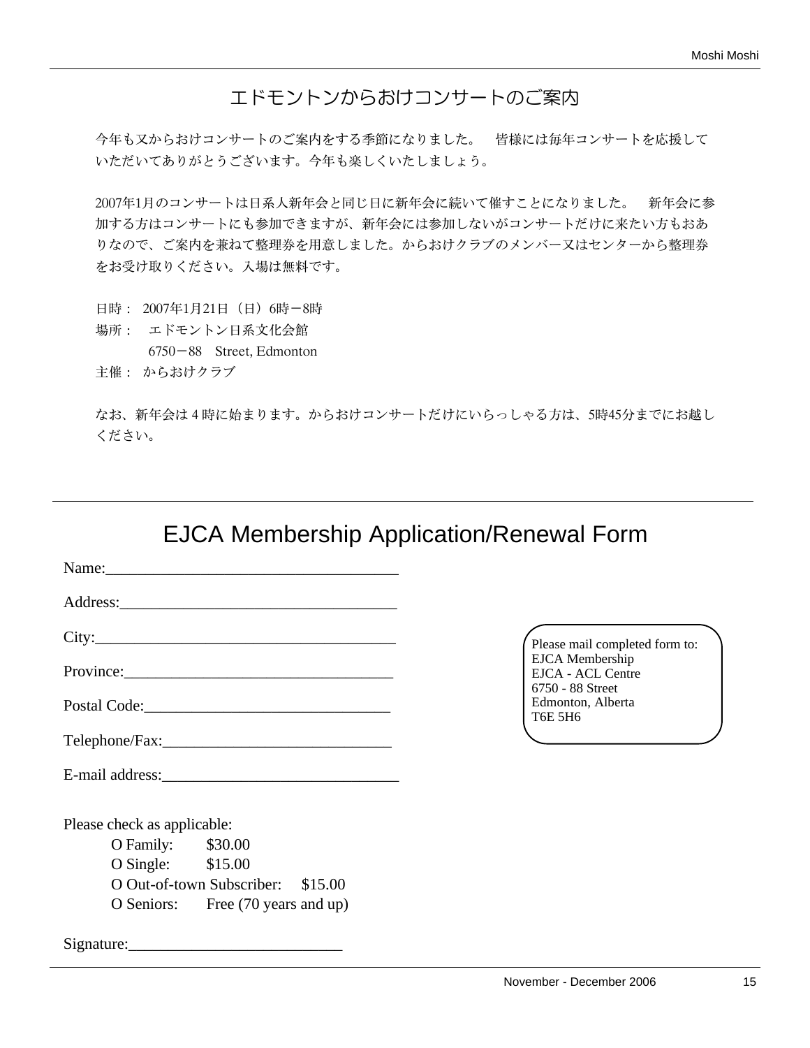# エドモントンからおけコンサートのご案内

今年も又からおけコンサートのご案内をする季節になりました。　皆様には毎年コンサートを応援していただいてありがとうございます。今年も楽しくいたしましょう。

2007年1月のコンサートは日系人新年会と同じ日に新年会に続いて催すことになりました。　新年会に参加する方はコンサートにも参加できますが、新年会には参加しないがコンサートだけに来たい方もおありなので、ご案内を兼ねて整理券を用意しました。からおけクラブのメンバー又はセンターから整理券をお受け取りください。入場は無料です。

日時：2007年1月21日（日）6時－8時  
場所：　エドモントン日系文化会館  
　　　6750－88　Street, Edmonton  
主催：からおけクラブ

なお、新年会は 4 時に始まります。からおけコンサートだけにいらっしゃる方は、5時45分までにお越しください。

---

# EJCA Membership Application/Renewal Form

Name:_____________________________________

Address:___________________________________

City:_______________________________________

Province:__________________________________

Postal Code:_______________________________

Telephone/Fax:_____________________________

E-mail address:_____________________________

Please mail completed form to:  
EJCA Membership  
EJCA - ACL Centre  
6750 - 88 Street  
Edmonton, Alberta  
T6E 5H6

Please check as applicable:

- O Family: $30.00
- O Single: $15.00
- O Out-of-town Subscriber: $15.00
- O Seniors: Free (70 years and up)

Signature:___________________________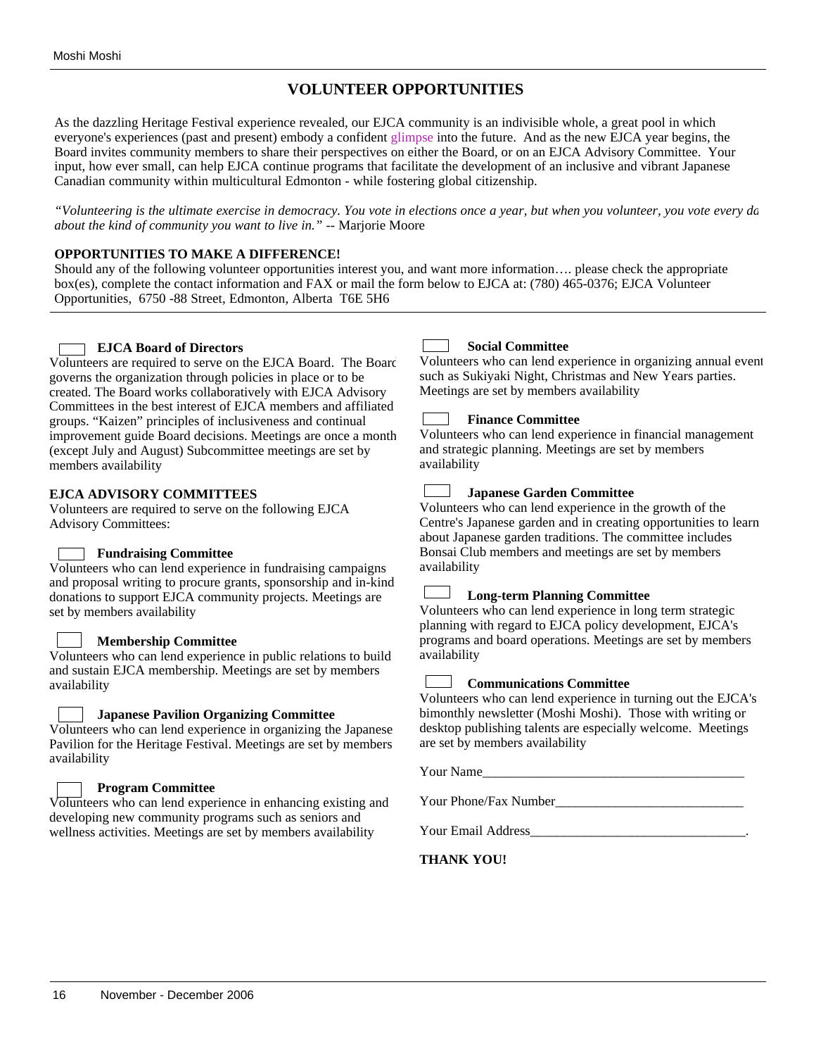# VOLUNTEER OPPORTUNITIES

As the dazzling Heritage Festival experience revealed, our EJCA community is an indivisible whole, a great pool in which everyone's experiences (past and present) embody a confident glimpse into the future. And as the new EJCA year begins, the Board invites community members to share their perspectives on either the Board, or on an EJCA Advisory Committee. Your input, how ever small, can help EJCA continue programs that facilitate the development of an inclusive and vibrant Japanese Canadian community within multicultural Edmonton - while fostering global citizenship.

*"Volunteering is the ultimate exercise in democracy. You vote in elections once a year, but when you volunteer, you vote every da about the kind of community you want to live in."* -- Marjorie Moore

**OPPORTUNITIES TO MAKE A DIFFERENCE!**
Should any of the following volunteer opportunities interest you, and want more information…. please check the appropriate box(es), complete the contact information and FAX or mail the form below to EJCA at: (780) 465-0376; EJCA Volunteer Opportunities, 6750 -88 Street, Edmonton, Alberta T6E 5H6

☐ **EJCA Board of Directors**
Volunteers are required to serve on the EJCA Board. The Boarc governs the organization through policies in place or to be created. The Board works collaboratively with EJCA Advisory Committees in the best interest of EJCA members and affiliated groups. "Kaizen" principles of inclusiveness and continual improvement guide Board decisions. Meetings are once a month (except July and August) Subcommittee meetings are set by members availability

**EJCA ADVISORY COMMITTEES**
Volunteers are required to serve on the following EJCA Advisory Committees:

☐ **Fundraising Committee**
Volunteers who can lend experience in fundraising campaigns and proposal writing to procure grants, sponsorship and in-kind donations to support EJCA community projects. Meetings are set by members availability

☐ **Membership Committee**
Volunteers who can lend experience in public relations to build and sustain EJCA membership. Meetings are set by members availability

☐ **Japanese Pavilion Organizing Committee**
Volunteers who can lend experience in organizing the Japanese Pavilion for the Heritage Festival. Meetings are set by members availability

☐ **Program Committee**
Volunteers who can lend experience in enhancing existing and developing new community programs such as seniors and wellness activities. Meetings are set by members availability

☐ **Social Committee**
Volunteers who can lend experience in organizing annual event such as Sukiyaki Night, Christmas and New Years parties. Meetings are set by members availability

☐ **Finance Committee**
Volunteers who can lend experience in financial management and strategic planning. Meetings are set by members availability

☐ **Japanese Garden Committee**
Volunteers who can lend experience in the growth of the Centre's Japanese garden and in creating opportunities to learn about Japanese garden traditions. The committee includes Bonsai Club members and meetings are set by members availability

☐ **Long-term Planning Committee**
Volunteers who can lend experience in long term strategic planning with regard to EJCA policy development, EJCA's programs and board operations. Meetings are set by members availability

☐ **Communications Committee**
Volunteers who can lend experience in turning out the EJCA's bimonthly newsletter (Moshi Moshi). Those with writing or desktop publishing talents are especially welcome. Meetings are set by members availability

Your Name_______________________________________

Your Phone/Fax Number___________________________

Your Email Address_______________________________.

**THANK YOU!**